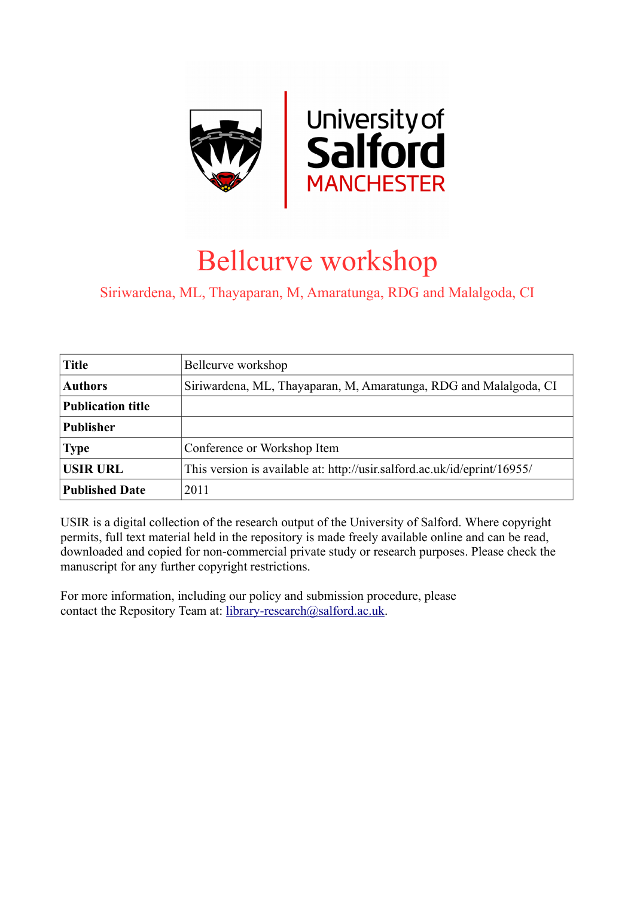University of Salford MANCHESTER

# Bellcurve workshop

Siriwardena, ML, Thayaparan, M, Amaratunga, RDG and Malalgoda, CI

| **Title** | Bellcurve workshop |
|---|---|
| **Authors** | Siriwardena, ML, Thayaparan, M, Amaratunga, RDG and Malalgoda, CI |
| **Publication title** | |
| **Publisher** | |
| **Type** | Conference or Workshop Item |
| **USIR URL** | This version is available at: http://usir.salford.ac.uk/id/eprint/16955/ |
| **Published Date** | 2011 |

USIR is a digital collection of the research output of the University of Salford. Where copyright permits, full text material held in the repository is made freely available online and can be read, downloaded and copied for non-commercial private study or research purposes. Please check the manuscript for any further copyright restrictions.

For more information, including our policy and submission procedure, please contact the Repository Team at: library-research@salford.ac.uk.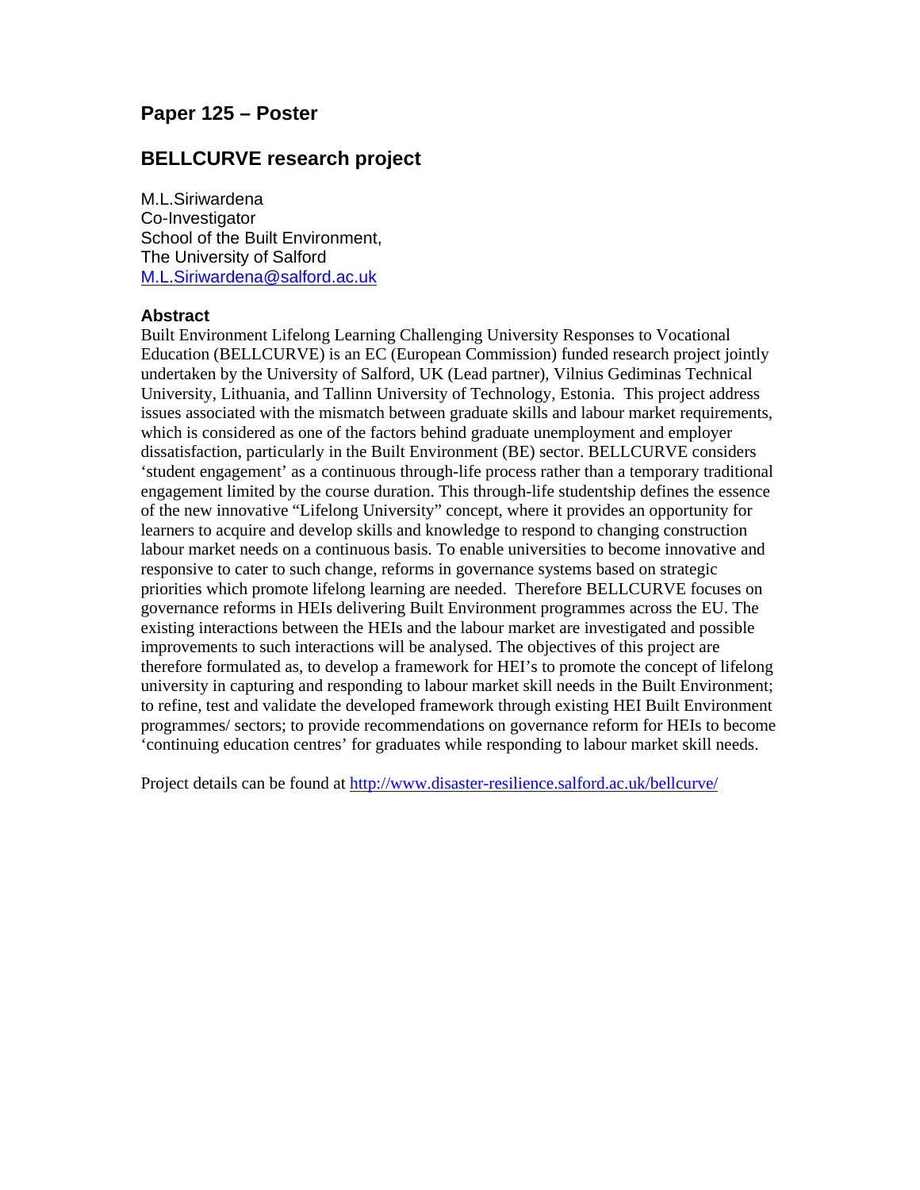## Paper 125 – Poster

## BELLCURVE research project

M.L.Siriwardena
Co-Investigator
School of the Built Environment,
The University of Salford
M.L.Siriwardena@salford.ac.uk

### Abstract

Built Environment Lifelong Learning Challenging University Responses to Vocational Education (BELLCURVE) is an EC (European Commission) funded research project jointly undertaken by the University of Salford, UK (Lead partner), Vilnius Gediminas Technical University, Lithuania, and Tallinn University of Technology, Estonia. This project address issues associated with the mismatch between graduate skills and labour market requirements, which is considered as one of the factors behind graduate unemployment and employer dissatisfaction, particularly in the Built Environment (BE) sector. BELLCURVE considers 'student engagement' as a continuous through-life process rather than a temporary traditional engagement limited by the course duration. This through-life studentship defines the essence of the new innovative "Lifelong University" concept, where it provides an opportunity for learners to acquire and develop skills and knowledge to respond to changing construction labour market needs on a continuous basis. To enable universities to become innovative and responsive to cater to such change, reforms in governance systems based on strategic priorities which promote lifelong learning are needed. Therefore BELLCURVE focuses on governance reforms in HEIs delivering Built Environment programmes across the EU. The existing interactions between the HEIs and the labour market are investigated and possible improvements to such interactions will be analysed. The objectives of this project are therefore formulated as, to develop a framework for HEI's to promote the concept of lifelong university in capturing and responding to labour market skill needs in the Built Environment; to refine, test and validate the developed framework through existing HEI Built Environment programmes/ sectors; to provide recommendations on governance reform for HEIs to become 'continuing education centres' for graduates while responding to labour market skill needs.

Project details can be found at http://www.disaster-resilience.salford.ac.uk/bellcurve/